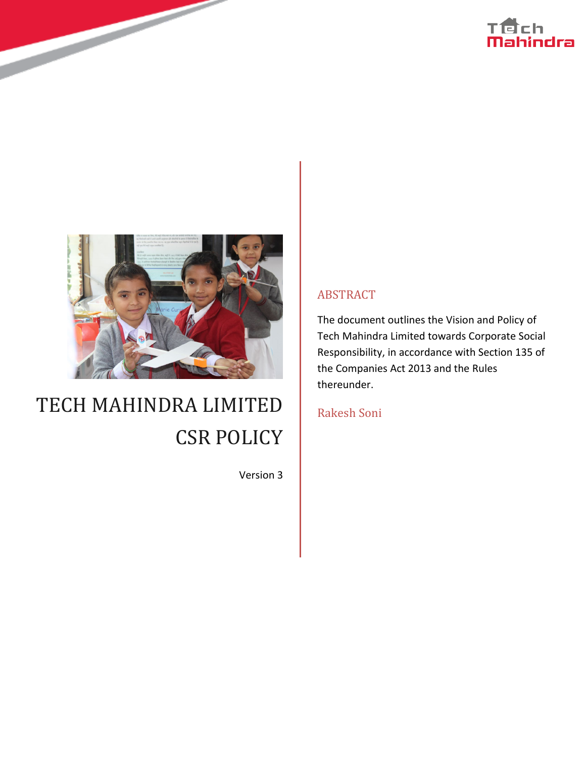# TECH MAHINDRA LIMITED CSR POLICY

Version 3

## ABSTRACT

The document outlines the Vision and Policy of Tech Mahindra Limited towards Corporate Social Responsibility, in accordance with Section 135 of the Companies Act 2013 and the Rules thereunder.

Rakesh Soni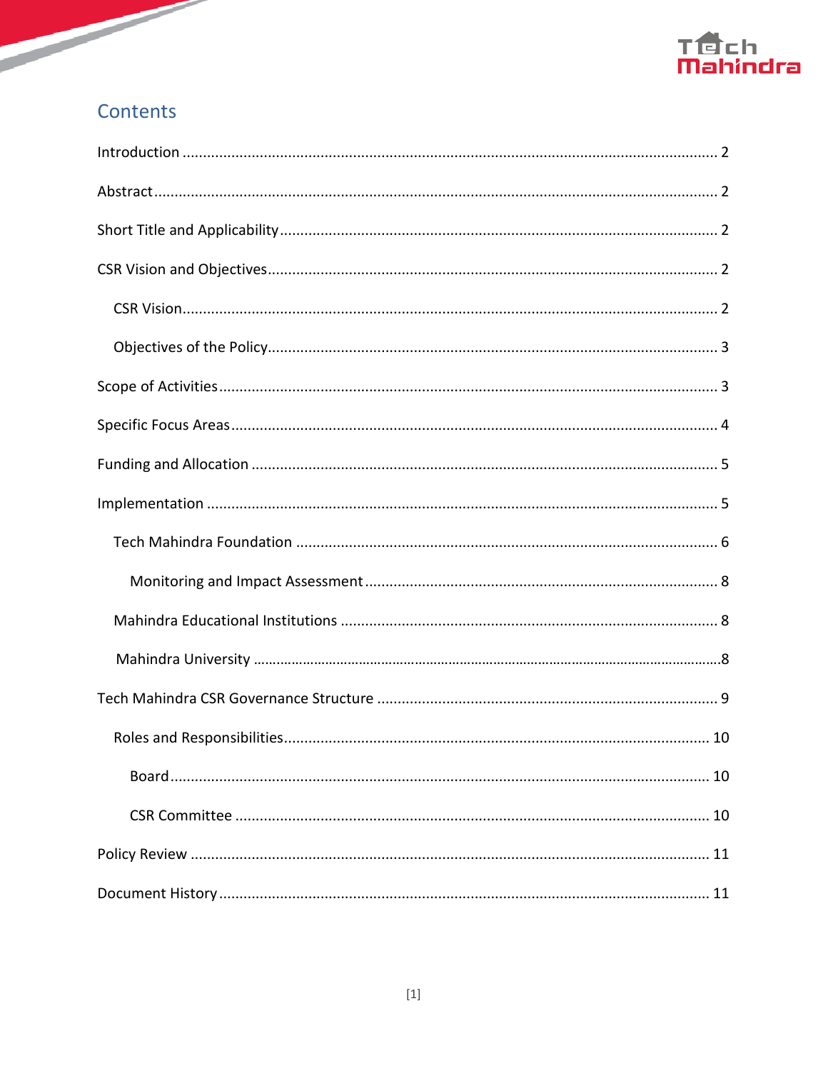# Contents

Introduction ........................................................ 2

Abstract ........................................................ 2

Short Title and Applicability ........................................................ 2

CSR Vision and Objectives ........................................................ 2

- CSR Vision ........................................................ 2
- Objectives of the Policy ........................................................ 3

Scope of Activities ........................................................ 3

Specific Focus Areas ........................................................ 4

Funding and Allocation ........................................................ 5

Implementation ........................................................ 5

- Tech Mahindra Foundation ........................................................ 6
  - Monitoring and Impact Assessment ........................................................ 8
- Mahindra Educational Institutions ........................................................ 8
- Mahindra University ........................................................ 8

Tech Mahindra CSR Governance Structure ........................................................ 9

- Roles and Responsibilities ........................................................ 10
  - Board ........................................................ 10
  - CSR Committee ........................................................ 10

Policy Review ........................................................ 11

Document History ........................................................ 11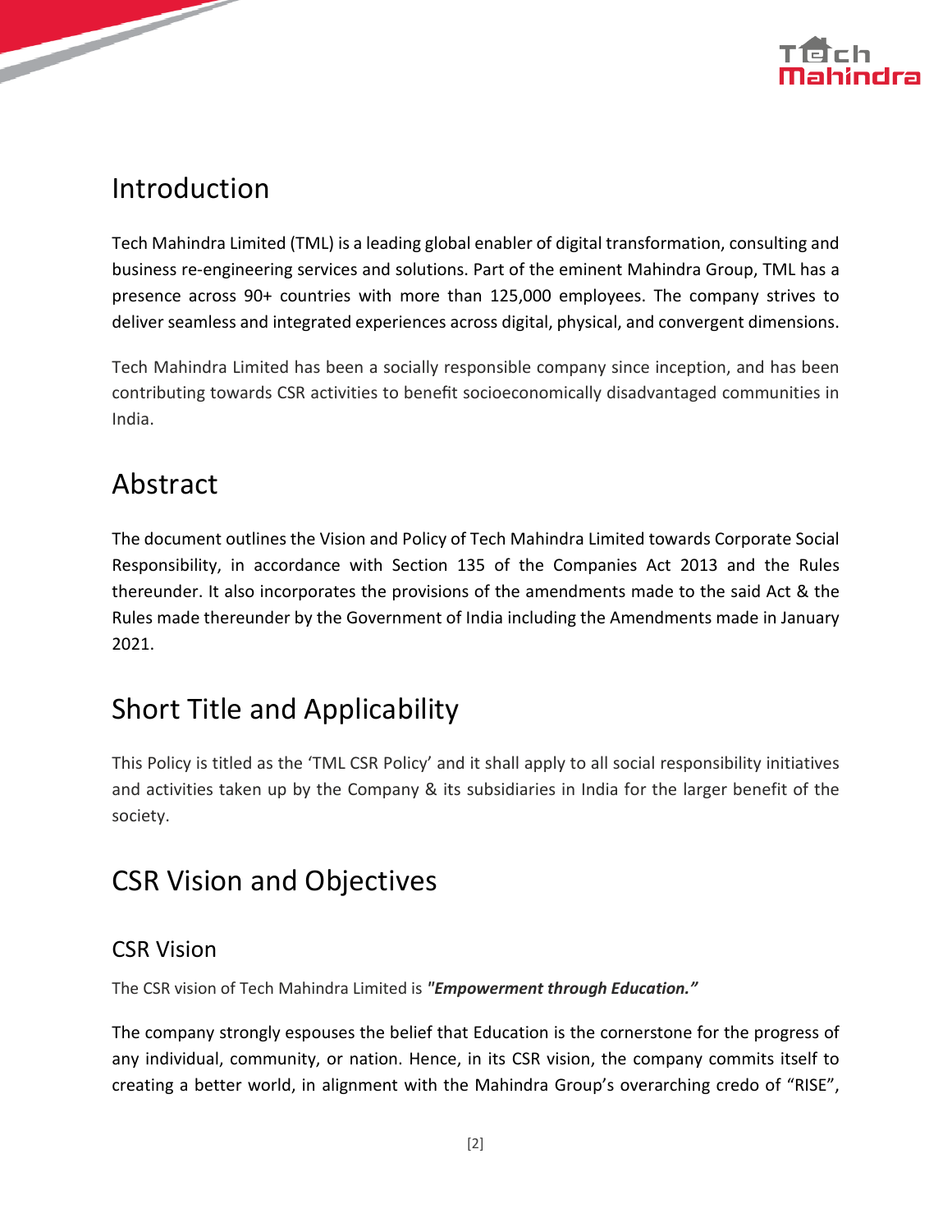# Introduction

Tech Mahindra Limited (TML) is a leading global enabler of digital transformation, consulting and business re-engineering services and solutions. Part of the eminent Mahindra Group, TML has a presence across 90+ countries with more than 125,000 employees. The company strives to deliver seamless and integrated experiences across digital, physical, and convergent dimensions.

Tech Mahindra Limited has been a socially responsible company since inception, and has been contributing towards CSR activities to benefit socioeconomically disadvantaged communities in India.

# Abstract

The document outlines the Vision and Policy of Tech Mahindra Limited towards Corporate Social Responsibility, in accordance with Section 135 of the Companies Act 2013 and the Rules thereunder. It also incorporates the provisions of the amendments made to the said Act & the Rules made thereunder by the Government of India including the Amendments made in January 2021.

# Short Title and Applicability

This Policy is titled as the 'TML CSR Policy' and it shall apply to all social responsibility initiatives and activities taken up by the Company & its subsidiaries in India for the larger benefit of the society.

# CSR Vision and Objectives

## CSR Vision

The CSR vision of Tech Mahindra Limited is ***"Empowerment through Education."***

The company strongly espouses the belief that Education is the cornerstone for the progress of any individual, community, or nation. Hence, in its CSR vision, the company commits itself to creating a better world, in alignment with the Mahindra Group's overarching credo of "RISE",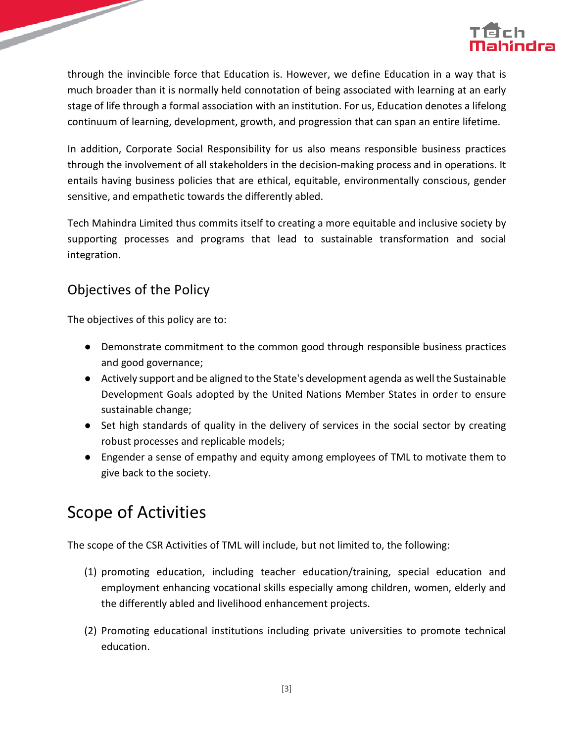through the invincible force that Education is. However, we define Education in a way that is much broader than it is normally held connotation of being associated with learning at an early stage of life through a formal association with an institution. For us, Education denotes a lifelong continuum of learning, development, growth, and progression that can span an entire lifetime.

In addition, Corporate Social Responsibility for us also means responsible business practices through the involvement of all stakeholders in the decision-making process and in operations. It entails having business policies that are ethical, equitable, environmentally conscious, gender sensitive, and empathetic towards the differently abled.

Tech Mahindra Limited thus commits itself to creating a more equitable and inclusive society by supporting processes and programs that lead to sustainable transformation and social integration.

## Objectives of the Policy

The objectives of this policy are to:

- Demonstrate commitment to the common good through responsible business practices and good governance;
- Actively support and be aligned to the State's development agenda as well the Sustainable Development Goals adopted by the United Nations Member States in order to ensure sustainable change;
- Set high standards of quality in the delivery of services in the social sector by creating robust processes and replicable models;
- Engender a sense of empathy and equity among employees of TML to motivate them to give back to the society.

# Scope of Activities

The scope of the CSR Activities of TML will include, but not limited to, the following:

(1) promoting education, including teacher education/training, special education and employment enhancing vocational skills especially among children, women, elderly and the differently abled and livelihood enhancement projects.

(2) Promoting educational institutions including private universities to promote technical education.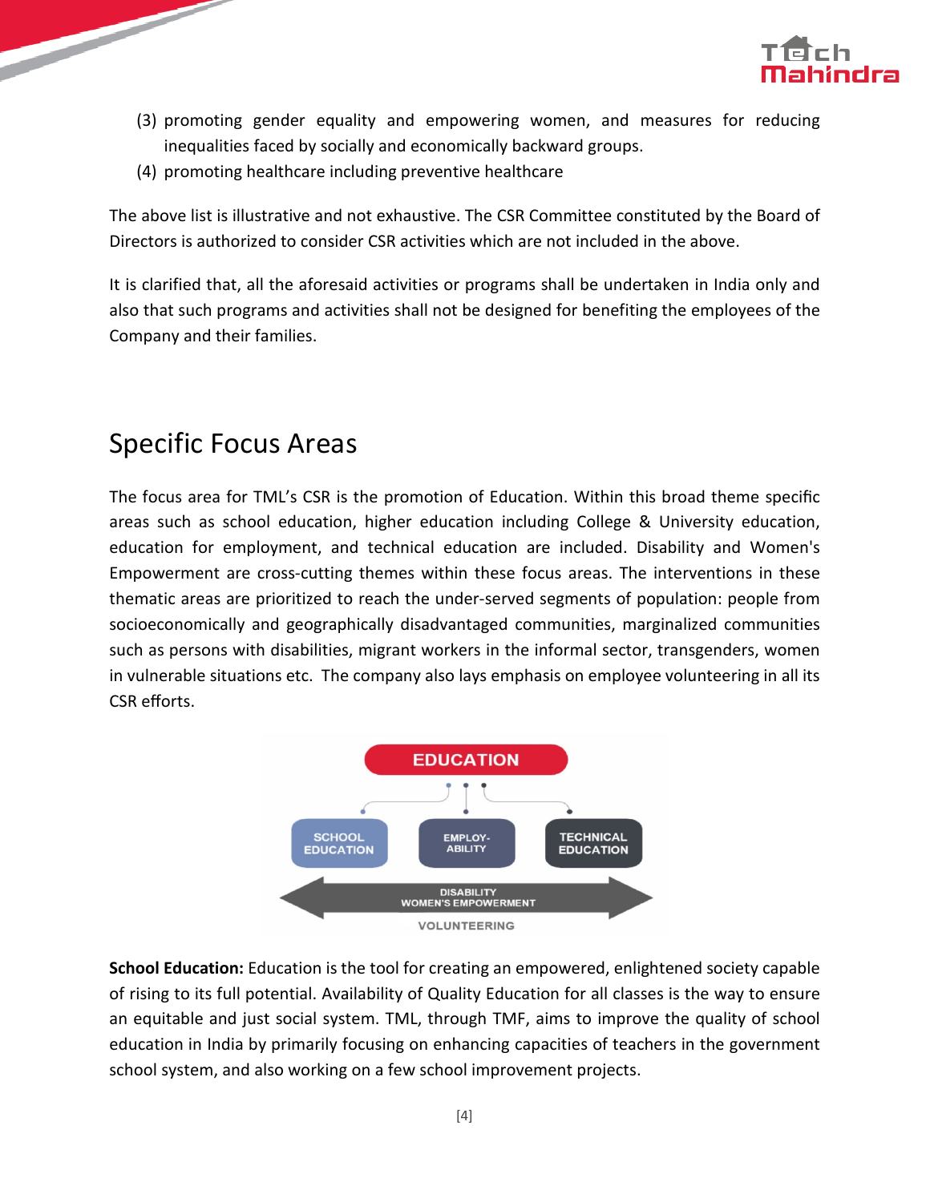(3) promoting gender equality and empowering women, and measures for reducing inequalities faced by socially and economically backward groups.

(4) promoting healthcare including preventive healthcare

The above list is illustrative and not exhaustive. The CSR Committee constituted by the Board of Directors is authorized to consider CSR activities which are not included in the above.

It is clarified that, all the aforesaid activities or programs shall be undertaken in India only and also that such programs and activities shall not be designed for benefiting the employees of the Company and their families.

## Specific Focus Areas

The focus area for TML's CSR is the promotion of Education. Within this broad theme specific areas such as school education, higher education including College & University education, education for employment, and technical education are included. Disability and Women's Empowerment are cross-cutting themes within these focus areas. The interventions in these thematic areas are prioritized to reach the under-served segments of population: people from socioeconomically and geographically disadvantaged communities, marginalized communities such as persons with disabilities, migrant workers in the informal sector, transgenders, women in vulnerable situations etc. The company also lays emphasis on employee volunteering in all its CSR efforts.

EDUCATION

SCHOOL EDUCATION | EMPLOY-ABILITY | TECHNICAL EDUCATION

DISABILITY
WOMEN'S EMPOWERMENT

VOLUNTEERING

**School Education:** Education is the tool for creating an empowered, enlightened society capable of rising to its full potential. Availability of Quality Education for all classes is the way to ensure an equitable and just social system. TML, through TMF, aims to improve the quality of school education in India by primarily focusing on enhancing capacities of teachers in the government school system, and also working on a few school improvement projects.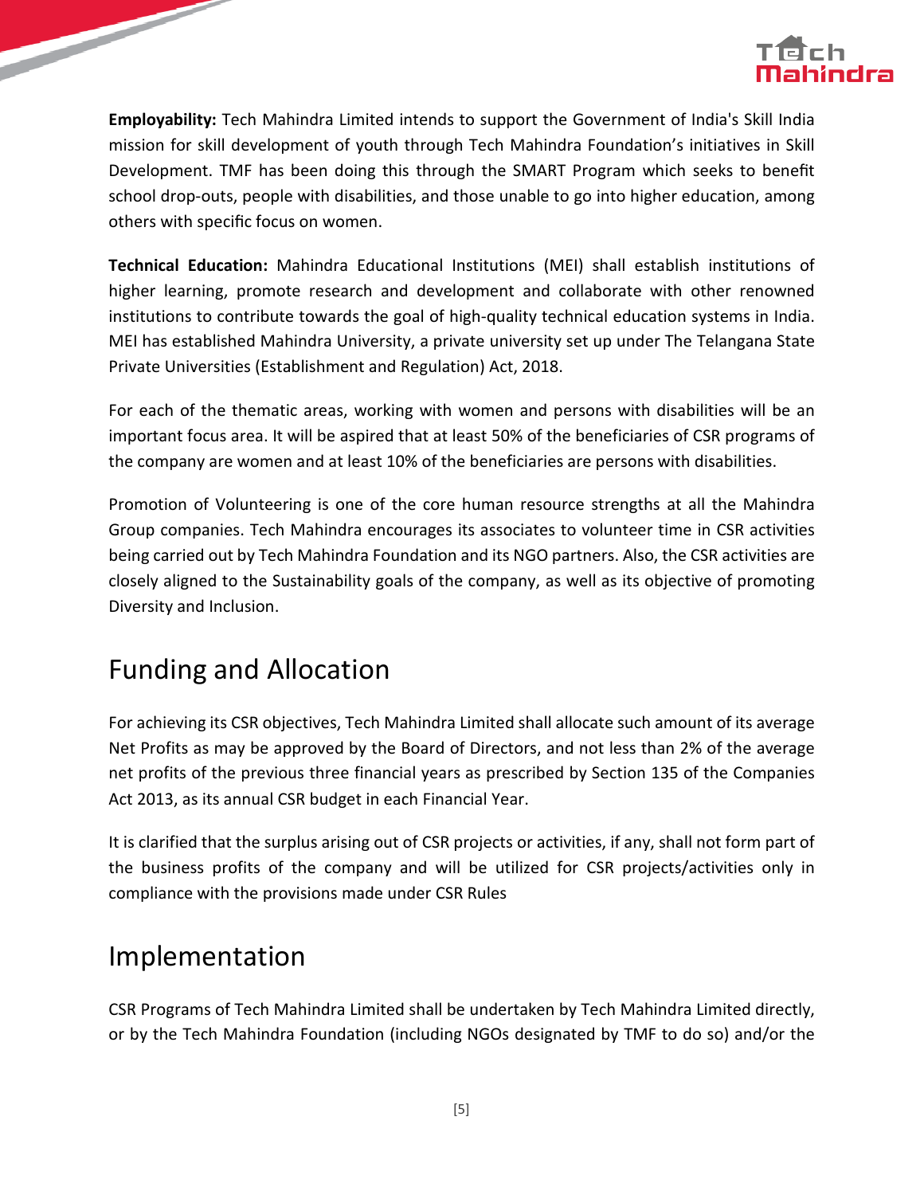**Employability:** Tech Mahindra Limited intends to support the Government of India's Skill India mission for skill development of youth through Tech Mahindra Foundation's initiatives in Skill Development. TMF has been doing this through the SMART Program which seeks to benefit school drop-outs, people with disabilities, and those unable to go into higher education, among others with specific focus on women.

**Technical Education:** Mahindra Educational Institutions (MEI) shall establish institutions of higher learning, promote research and development and collaborate with other renowned institutions to contribute towards the goal of high-quality technical education systems in India. MEI has established Mahindra University, a private university set up under The Telangana State Private Universities (Establishment and Regulation) Act, 2018.

For each of the thematic areas, working with women and persons with disabilities will be an important focus area. It will be aspired that at least 50% of the beneficiaries of CSR programs of the company are women and at least 10% of the beneficiaries are persons with disabilities.

Promotion of Volunteering is one of the core human resource strengths at all the Mahindra Group companies. Tech Mahindra encourages its associates to volunteer time in CSR activities being carried out by Tech Mahindra Foundation and its NGO partners. Also, the CSR activities are closely aligned to the Sustainability goals of the company, as well as its objective of promoting Diversity and Inclusion.

## Funding and Allocation

For achieving its CSR objectives, Tech Mahindra Limited shall allocate such amount of its average Net Profits as may be approved by the Board of Directors, and not less than 2% of the average net profits of the previous three financial years as prescribed by Section 135 of the Companies Act 2013, as its annual CSR budget in each Financial Year.

It is clarified that the surplus arising out of CSR projects or activities, if any, shall not form part of the business profits of the company and will be utilized for CSR projects/activities only in compliance with the provisions made under CSR Rules

## Implementation

CSR Programs of Tech Mahindra Limited shall be undertaken by Tech Mahindra Limited directly, or by the Tech Mahindra Foundation (including NGOs designated by TMF to do so) and/or the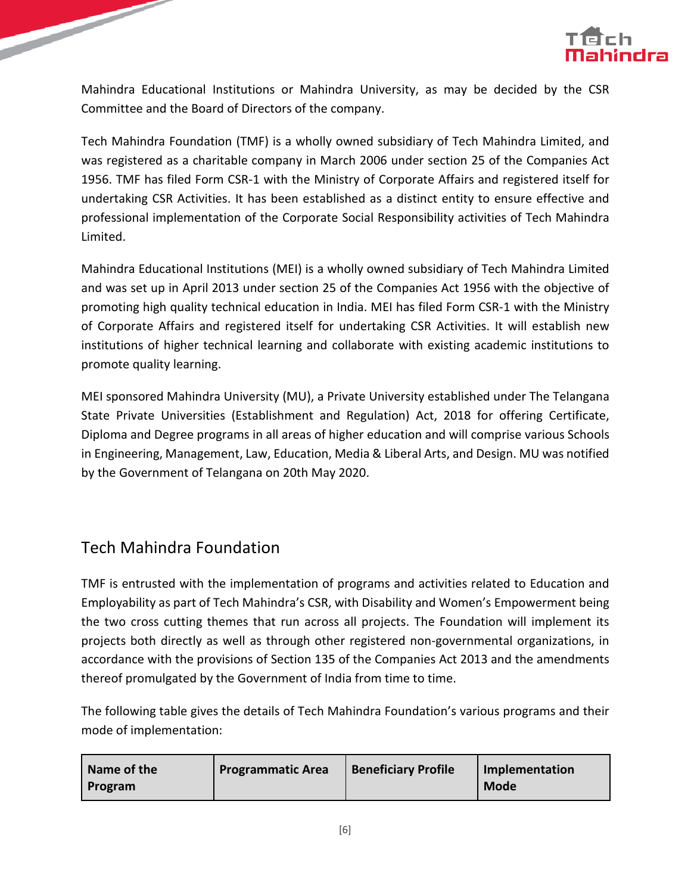Mahindra Educational Institutions or Mahindra University, as may be decided by the CSR Committee and the Board of Directors of the company.

Tech Mahindra Foundation (TMF) is a wholly owned subsidiary of Tech Mahindra Limited, and was registered as a charitable company in March 2006 under section 25 of the Companies Act 1956. TMF has filed Form CSR-1 with the Ministry of Corporate Affairs and registered itself for undertaking CSR Activities. It has been established as a distinct entity to ensure effective and professional implementation of the Corporate Social Responsibility activities of Tech Mahindra Limited.

Mahindra Educational Institutions (MEI) is a wholly owned subsidiary of Tech Mahindra Limited and was set up in April 2013 under section 25 of the Companies Act 1956 with the objective of promoting high quality technical education in India. MEI has filed Form CSR-1 with the Ministry of Corporate Affairs and registered itself for undertaking CSR Activities. It will establish new institutions of higher technical learning and collaborate with existing academic institutions to promote quality learning.

MEI sponsored Mahindra University (MU), a Private University established under The Telangana State Private Universities (Establishment and Regulation) Act, 2018 for offering Certificate, Diploma and Degree programs in all areas of higher education and will comprise various Schools in Engineering, Management, Law, Education, Media & Liberal Arts, and Design. MU was notified by the Government of Telangana on 20th May 2020.

## Tech Mahindra Foundation

TMF is entrusted with the implementation of programs and activities related to Education and Employability as part of Tech Mahindra's CSR, with Disability and Women's Empowerment being the two cross cutting themes that run across all projects. The Foundation will implement its projects both directly as well as through other registered non-governmental organizations, in accordance with the provisions of Section 135 of the Companies Act 2013 and the amendments thereof promulgated by the Government of India from time to time.

The following table gives the details of Tech Mahindra Foundation's various programs and their mode of implementation:

| Name of the Program | Programmatic Area | Beneficiary Profile | Implementation Mode |
|---|---|---|---|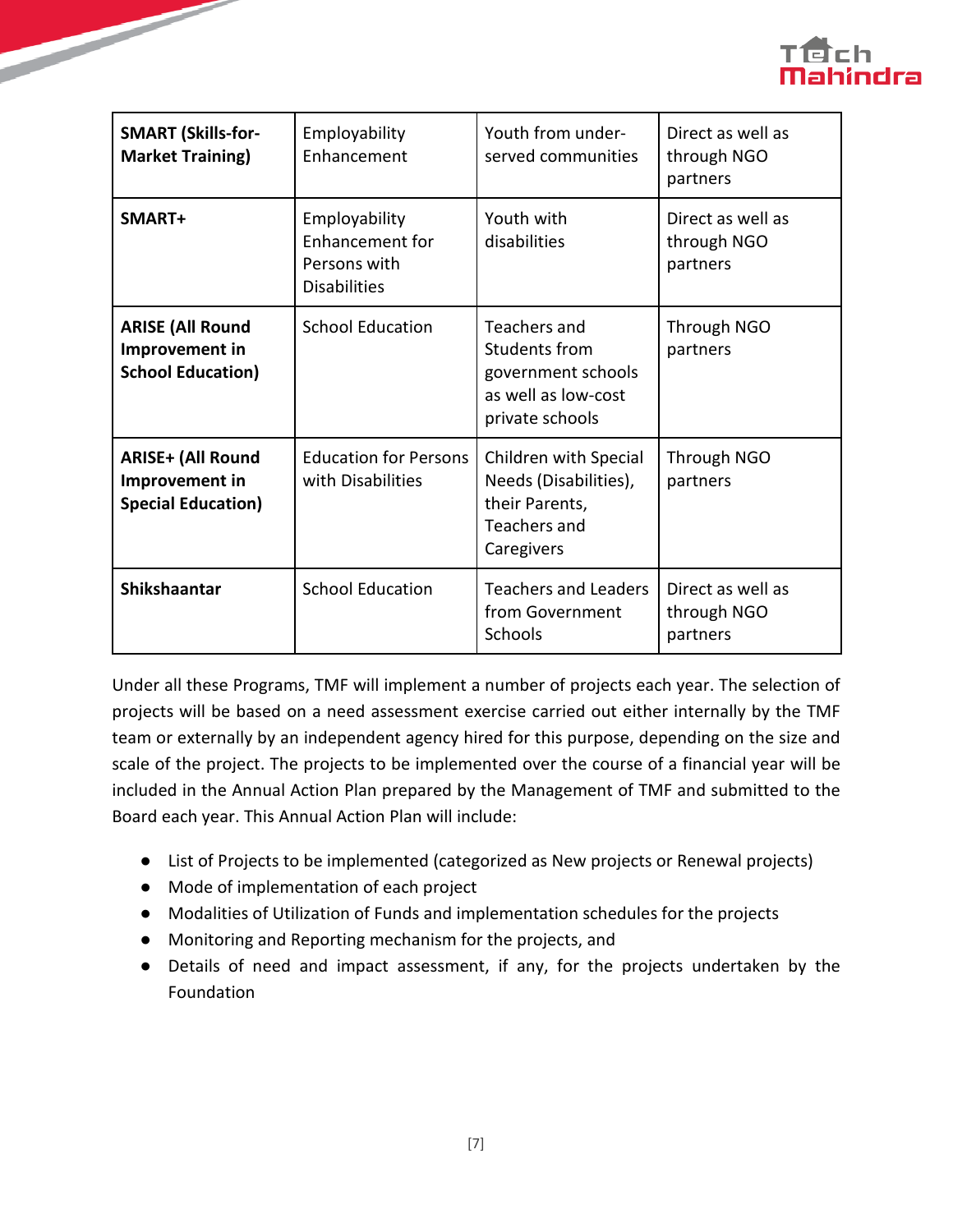| **SMART (Skills-for-Market Training)** | Employability Enhancement | Youth from under-served communities | Direct as well as through NGO partners |
|---|---|---|---|
| **SMART+** | Employability Enhancement for Persons with Disabilities | Youth with disabilities | Direct as well as through NGO partners |
| **ARISE (All Round Improvement in School Education)** | School Education | Teachers and Students from government schools as well as low-cost private schools | Through NGO partners |
| **ARISE+ (All Round Improvement in Special Education)** | Education for Persons with Disabilities | Children with Special Needs (Disabilities), their Parents, Teachers and Caregivers | Through NGO partners |
| **Shikshaantar** | School Education | Teachers and Leaders from Government Schools | Direct as well as through NGO partners |

Under all these Programs, TMF will implement a number of projects each year. The selection of projects will be based on a need assessment exercise carried out either internally by the TMF team or externally by an independent agency hired for this purpose, depending on the size and scale of the project. The projects to be implemented over the course of a financial year will be included in the Annual Action Plan prepared by the Management of TMF and submitted to the Board each year. This Annual Action Plan will include:

- List of Projects to be implemented (categorized as New projects or Renewal projects)
- Mode of implementation of each project
- Modalities of Utilization of Funds and implementation schedules for the projects
- Monitoring and Reporting mechanism for the projects, and
- Details of need and impact assessment, if any, for the projects undertaken by the Foundation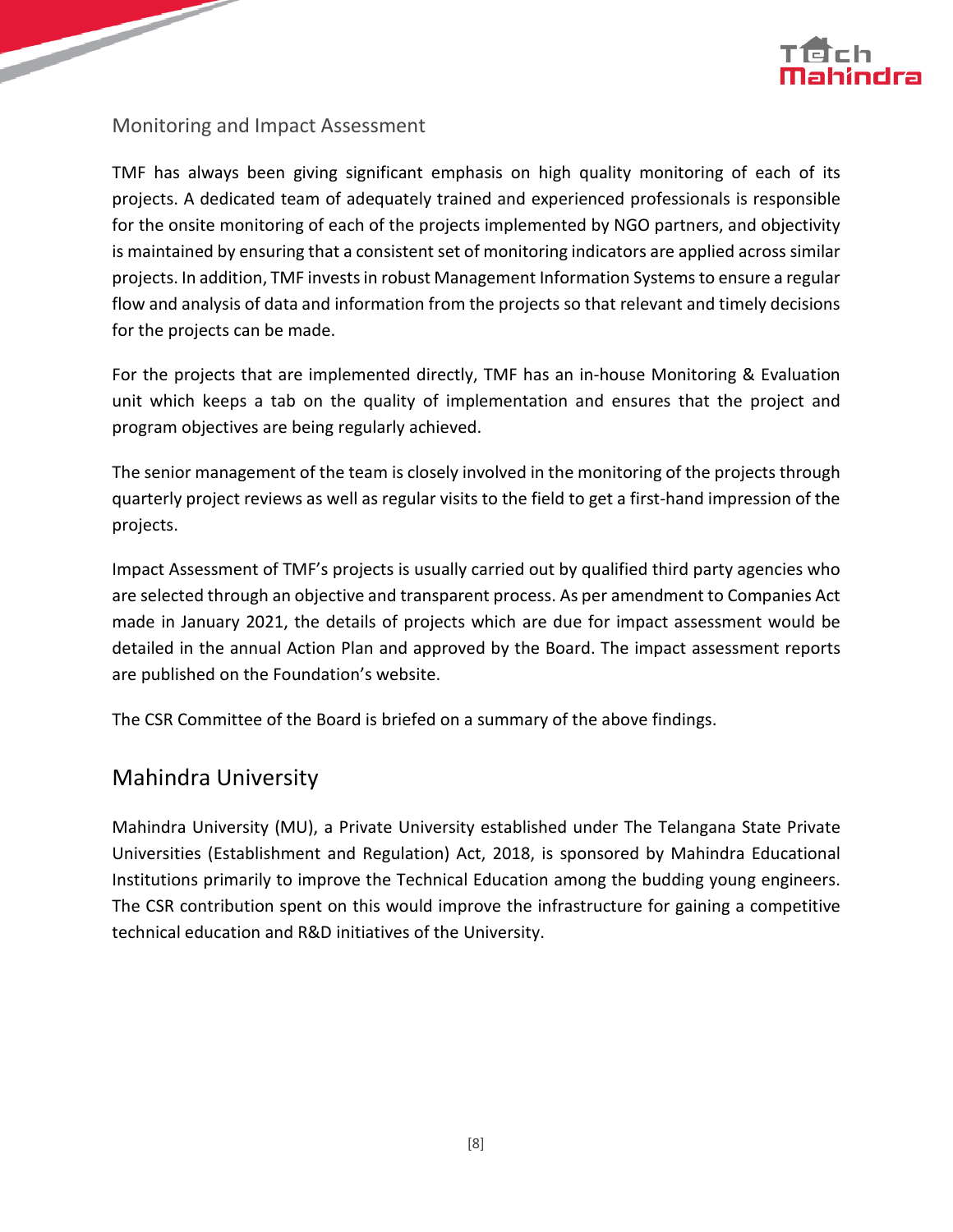### Monitoring and Impact Assessment

TMF has always been giving significant emphasis on high quality monitoring of each of its projects. A dedicated team of adequately trained and experienced professionals is responsible for the onsite monitoring of each of the projects implemented by NGO partners, and objectivity is maintained by ensuring that a consistent set of monitoring indicators are applied across similar projects. In addition, TMF invests in robust Management Information Systems to ensure a regular flow and analysis of data and information from the projects so that relevant and timely decisions for the projects can be made.

For the projects that are implemented directly, TMF has an in-house Monitoring & Evaluation unit which keeps a tab on the quality of implementation and ensures that the project and program objectives are being regularly achieved.

The senior management of the team is closely involved in the monitoring of the projects through quarterly project reviews as well as regular visits to the field to get a first-hand impression of the projects.

Impact Assessment of TMF's projects is usually carried out by qualified third party agencies who are selected through an objective and transparent process. As per amendment to Companies Act made in January 2021, the details of projects which are due for impact assessment would be detailed in the annual Action Plan and approved by the Board. The impact assessment reports are published on the Foundation's website.

The CSR Committee of the Board is briefed on a summary of the above findings.

## Mahindra University

Mahindra University (MU), a Private University established under The Telangana State Private Universities (Establishment and Regulation) Act, 2018, is sponsored by Mahindra Educational Institutions primarily to improve the Technical Education among the budding young engineers. The CSR contribution spent on this would improve the infrastructure for gaining a competitive technical education and R&D initiatives of the University.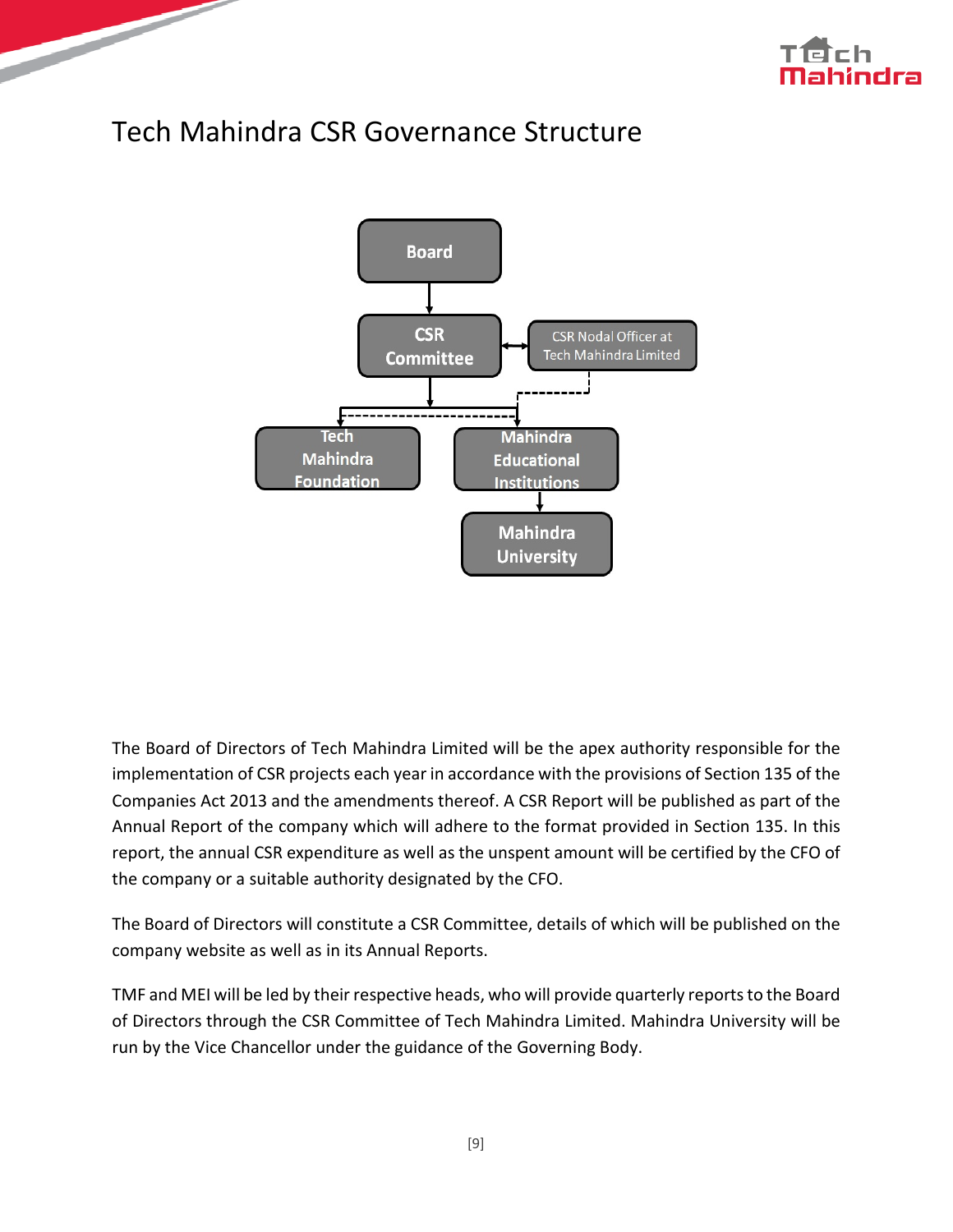# Tech Mahindra CSR Governance Structure

Board

CSR Committee

CSR Nodal Officer at Tech Mahindra Limited

Tech Mahindra Foundation

Mahindra Educational Institutions

Mahindra University

The Board of Directors of Tech Mahindra Limited will be the apex authority responsible for the implementation of CSR projects each year in accordance with the provisions of Section 135 of the Companies Act 2013 and the amendments thereof. A CSR Report will be published as part of the Annual Report of the company which will adhere to the format provided in Section 135. In this report, the annual CSR expenditure as well as the unspent amount will be certified by the CFO of the company or a suitable authority designated by the CFO.

The Board of Directors will constitute a CSR Committee, details of which will be published on the company website as well as in its Annual Reports.

TMF and MEI will be led by their respective heads, who will provide quarterly reports to the Board of Directors through the CSR Committee of Tech Mahindra Limited. Mahindra University will be run by the Vice Chancellor under the guidance of the Governing Body.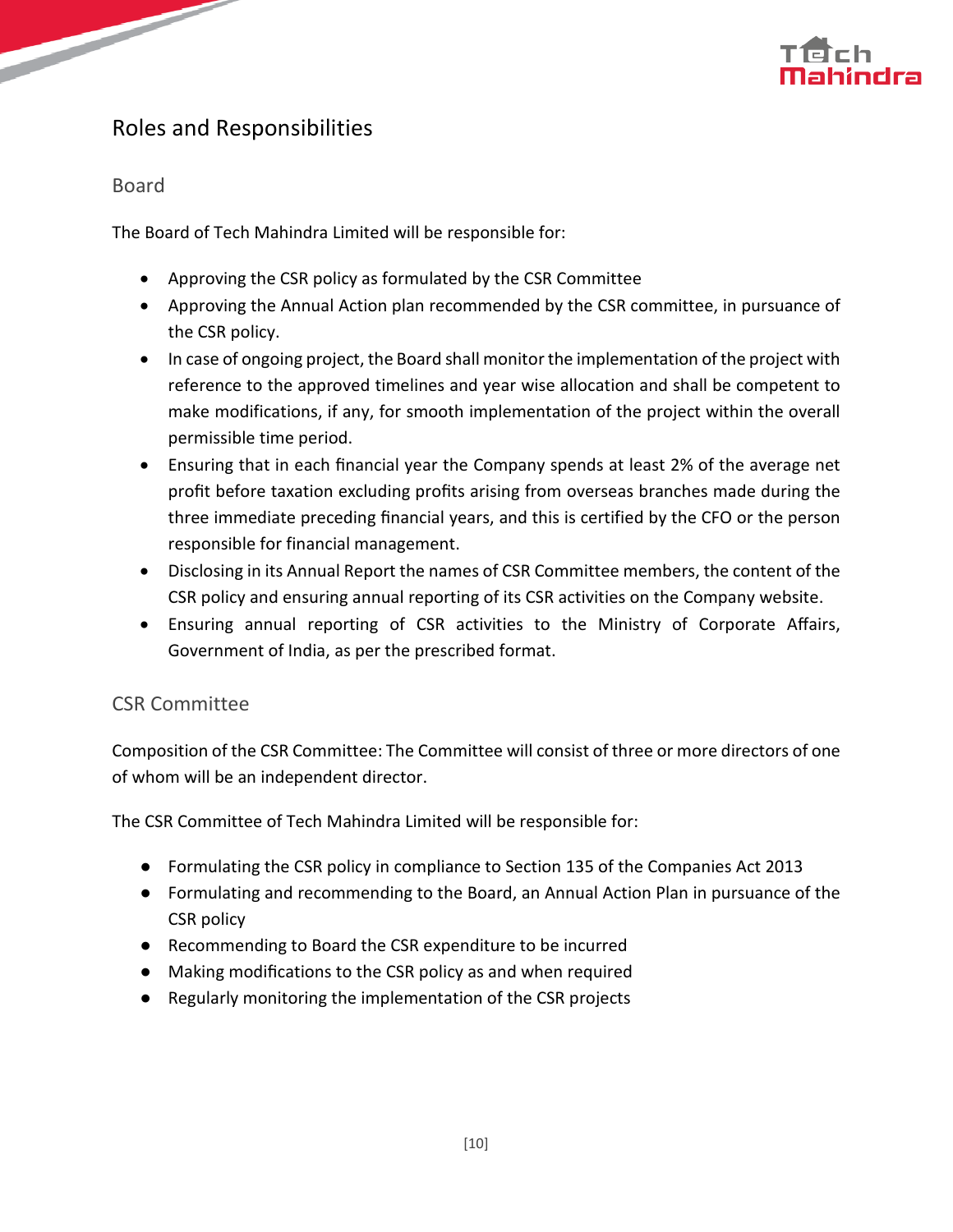## Roles and Responsibilities

### Board

The Board of Tech Mahindra Limited will be responsible for:

- Approving the CSR policy as formulated by the CSR Committee
- Approving the Annual Action plan recommended by the CSR committee, in pursuance of the CSR policy.
- In case of ongoing project, the Board shall monitor the implementation of the project with reference to the approved timelines and year wise allocation and shall be competent to make modifications, if any, for smooth implementation of the project within the overall permissible time period.
- Ensuring that in each financial year the Company spends at least 2% of the average net profit before taxation excluding profits arising from overseas branches made during the three immediate preceding financial years, and this is certified by the CFO or the person responsible for financial management.
- Disclosing in its Annual Report the names of CSR Committee members, the content of the CSR policy and ensuring annual reporting of its CSR activities on the Company website.
- Ensuring annual reporting of CSR activities to the Ministry of Corporate Affairs, Government of India, as per the prescribed format.

### CSR Committee

Composition of the CSR Committee: The Committee will consist of three or more directors of one of whom will be an independent director.

The CSR Committee of Tech Mahindra Limited will be responsible for:

- Formulating the CSR policy in compliance to Section 135 of the Companies Act 2013
- Formulating and recommending to the Board, an Annual Action Plan in pursuance of the CSR policy
- Recommending to Board the CSR expenditure to be incurred
- Making modifications to the CSR policy as and when required
- Regularly monitoring the implementation of the CSR projects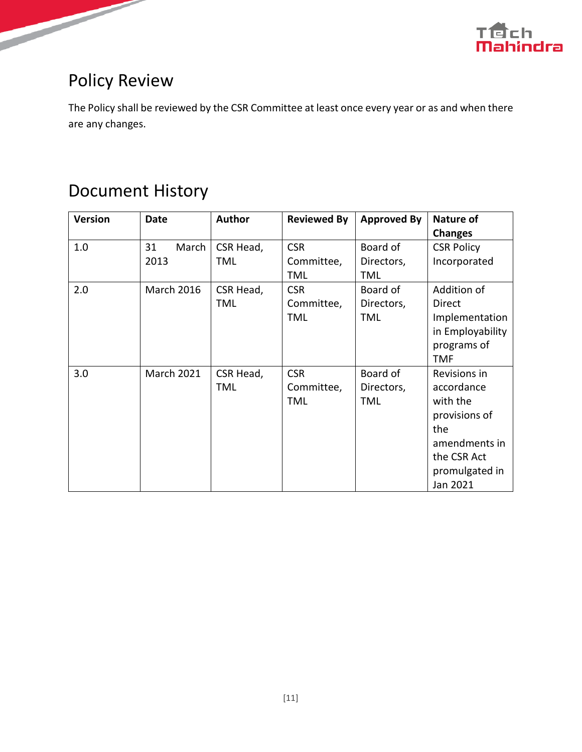## Policy Review

The Policy shall be reviewed by the CSR Committee at least once every year or as and when there are any changes.

## Document History

| Version | Date | Author | Reviewed By | Approved By | Nature of Changes |
|---|---|---|---|---|---|
| 1.0 | 31 March 2013 | CSR Head, TML | CSR Committee, TML | Board of Directors, TML | CSR Policy Incorporated |
| 2.0 | March 2016 | CSR Head, TML | CSR Committee, TML | Board of Directors, TML | Addition of Direct Implementation in Employability programs of TMF |
| 3.0 | March 2021 | CSR Head, TML | CSR Committee, TML | Board of Directors, TML | Revisions in accordance with the provisions of the amendments in the CSR Act promulgated in Jan 2021 |